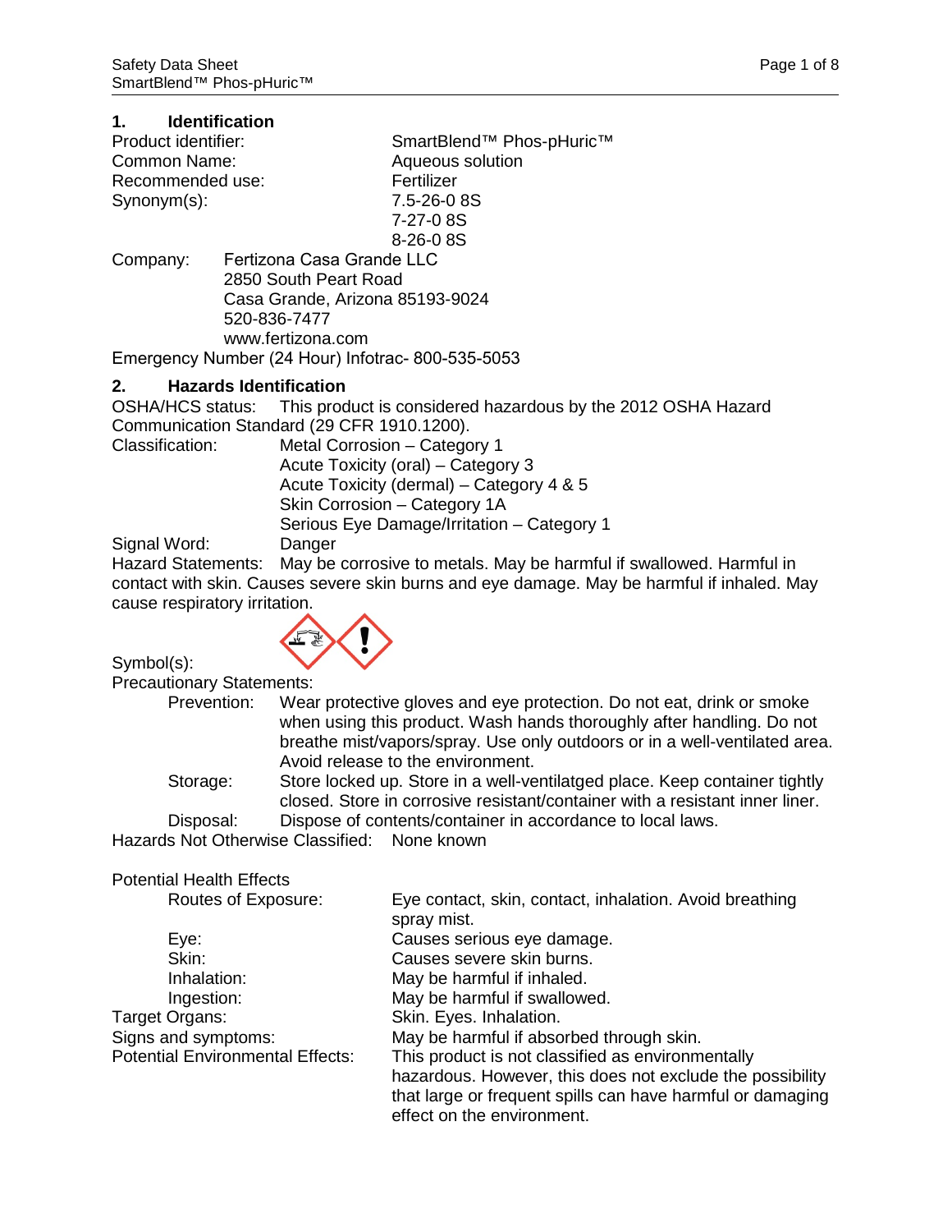## 1. Identification

Product identifier: SmartBlend™ Phos-pHuric™
Common Name: Aqueous solution
Recommended use: Fertilizer
Synonym(s): 7.5-26-0 8S
7-27-0 8S
8-26-0 8S

Company: Fertizona Casa Grande LLC
2850 South Peart Road
Casa Grande, Arizona 85193-9024
520-836-7477
www.fertizona.com

Emergency Number (24 Hour) Infotrac- 800-535-5053

## 2. Hazards Identification

OSHA/HCS status: This product is considered hazardous by the 2012 OSHA Hazard Communication Standard (29 CFR 1910.1200).

Classification:
- Metal Corrosion – Category 1
- Acute Toxicity (oral) – Category 3
- Acute Toxicity (dermal) – Category 4 & 5
- Skin Corrosion – Category 1A
- Serious Eye Damage/Irritation – Category 1

Signal Word: Danger

Hazard Statements: May be corrosive to metals. May be harmful if swallowed. Harmful in contact with skin. Causes severe skin burns and eye damage. May be harmful if inhaled. May cause respiratory irritation.

Symbol(s):

Precautionary Statements:

- Prevention: Wear protective gloves and eye protection. Do not eat, drink or smoke when using this product. Wash hands thoroughly after handling. Do not breathe mist/vapors/spray. Use only outdoors or in a well-ventilated area. Avoid release to the environment.
- Storage: Store locked up. Store in a well-ventilatged place. Keep container tightly closed. Store in corrosive resistant/container with a resistant inner liner.
- Disposal: Dispose of contents/container in accordance to local laws.

Hazards Not Otherwise Classified: None known

Potential Health Effects

- Routes of Exposure: Eye contact, skin, contact, inhalation. Avoid breathing spray mist.
- Eye: Causes serious eye damage.
- Skin: Causes severe skin burns.
- Inhalation: May be harmful if inhaled.
- Ingestion: May be harmful if swallowed.

Target Organs: Skin. Eyes. Inhalation.

Signs and symptoms: May be harmful if absorbed through skin.

Potential Environmental Effects: This product is not classified as environmentally hazardous. However, this does not exclude the possibility that large or frequent spills can have harmful or damaging effect on the environment.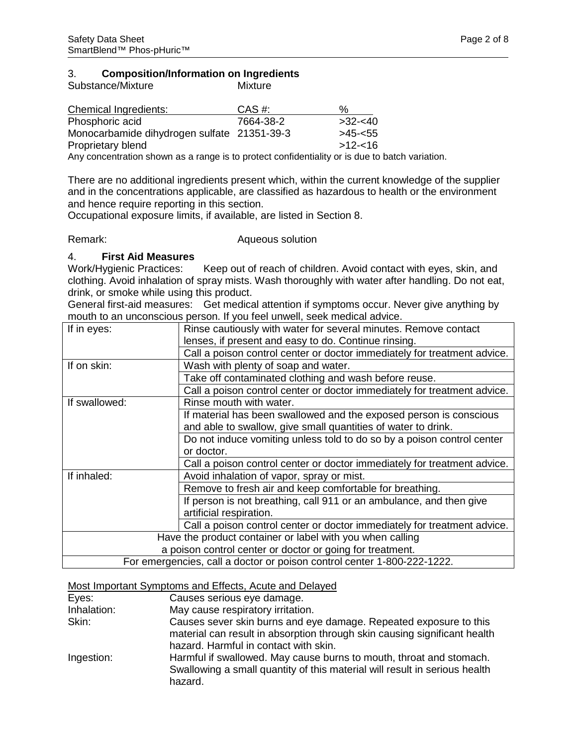## 3. Composition/Information on Ingredients

Substance/Mixture Mixture

| Chemical Ingredients: | CAS #: | % |
|---|---|---|
| Phosphoric acid | 7664-38-2 | >32-<40 |
| Monocarbamide dihydrogen sulfate | 21351-39-3 | >45-<55 |
| Proprietary blend | | >12-<16 |

Any concentration shown as a range is to protect confidentiality or is due to batch variation.

There are no additional ingredients present which, within the current knowledge of the supplier and in the concentrations applicable, are classified as hazardous to health or the environment and hence require reporting in this section.
Occupational exposure limits, if available, are listed in Section 8.

Remark: Aqueous solution

## 4. First Aid Measures

Work/Hygienic Practices: Keep out of reach of children. Avoid contact with eyes, skin, and clothing. Avoid inhalation of spray mists. Wash thoroughly with water after handling. Do not eat, drink, or smoke while using this product.
General first-aid measures: Get medical attention if symptoms occur. Never give anything by mouth to an unconscious person. If you feel unwell, seek medical advice.

| | |
|---|---|
| If in eyes: | Rinse cautiously with water for several minutes. Remove contact lenses, if present and easy to do. Continue rinsing. |
| | Call a poison control center or doctor immediately for treatment advice. |
| If on skin: | Wash with plenty of soap and water. |
| | Take off contaminated clothing and wash before reuse. |
| | Call a poison control center or doctor immediately for treatment advice. |
| If swallowed: | Rinse mouth with water. |
| | If material has been swallowed and the exposed person is conscious and able to swallow, give small quantities of water to drink. |
| | Do not induce vomiting unless told to do so by a poison control center or doctor. |
| | Call a poison control center or doctor immediately for treatment advice. |
| If inhaled: | Avoid inhalation of vapor, spray or mist. |
| | Remove to fresh air and keep comfortable for breathing. |
| | If person is not breathing, call 911 or an ambulance, and then give artificial respiration. |
| | Call a poison control center or doctor immediately for treatment advice. |
| Have the product container or label with you when calling a poison control center or doctor or going for treatment. | |
| For emergencies, call a doctor or poison control center 1-800-222-1222. | |

Most Important Symptoms and Effects, Acute and Delayed

Eyes: Causes serious eye damage.

Inhalation: May cause respiratory irritation.

Skin: Causes sever skin burns and eye damage. Repeated exposure to this material can result in absorption through skin causing significant health hazard. Harmful in contact with skin.

Ingestion: Harmful if swallowed. May cause burns to mouth, throat and stomach. Swallowing a small quantity of this material will result in serious health hazard.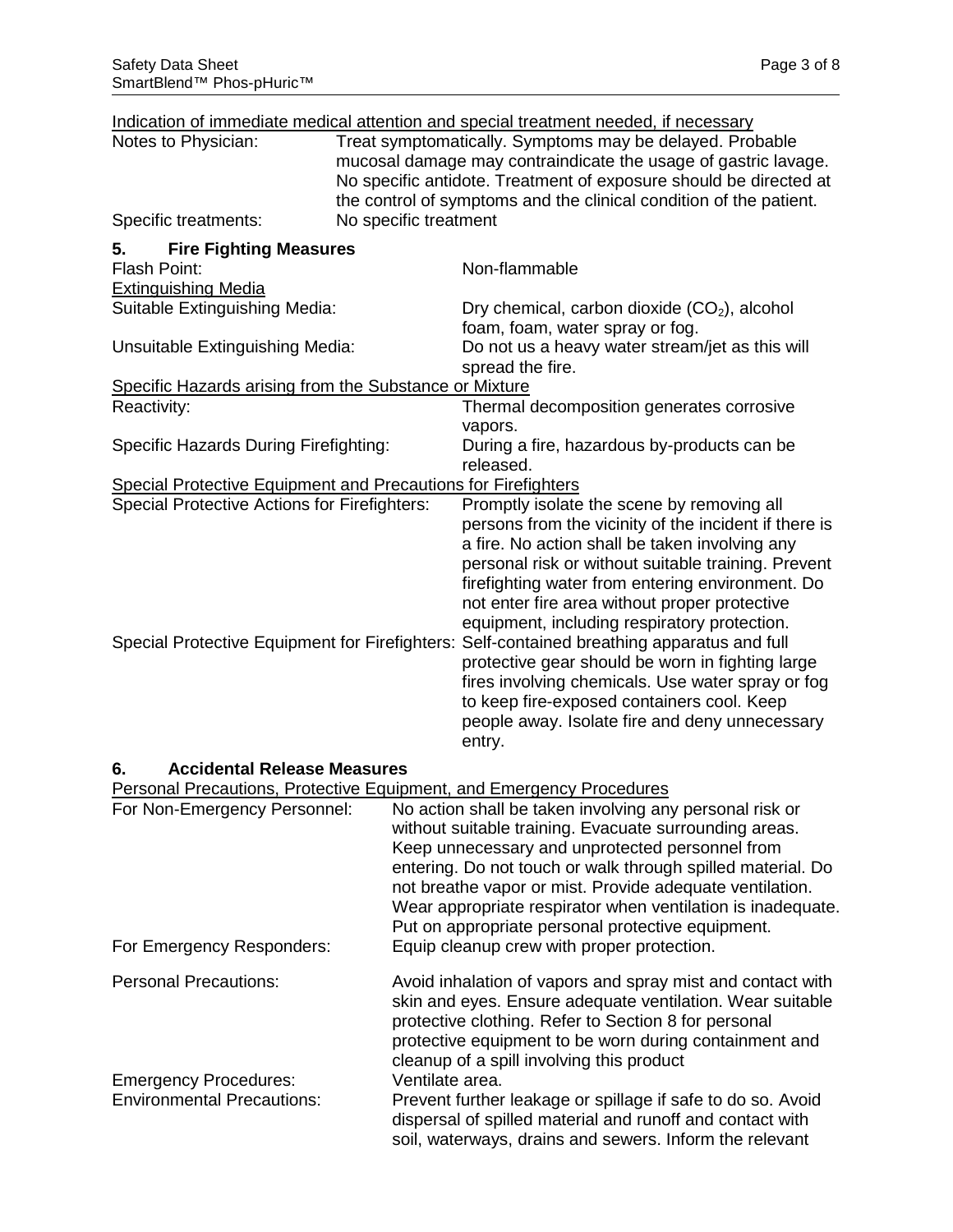Indication of immediate medical attention and special treatment needed, if necessary

| | |
|---|---|
| Notes to Physician: | Treat symptomatically. Symptoms may be delayed. Probable mucosal damage may contraindicate the usage of gastric lavage. No specific antidote. Treatment of exposure should be directed at the control of symptoms and the clinical condition of the patient. |
| Specific treatments: | No specific treatment |

## 5. Fire Fighting Measures

| | |
|---|---|
| Flash Point: | Non-flammable |

Extinguishing Media

| | |
|---|---|
| Suitable Extinguishing Media: | Dry chemical, carbon dioxide ($CO_2$), alcohol foam, foam, water spray or fog. |
| Unsuitable Extinguishing Media: | Do not us a heavy water stream/jet as this will spread the fire. |

Specific Hazards arising from the Substance or Mixture

| | |
|---|---|
| Reactivity: | Thermal decomposition generates corrosive vapors. |
| Specific Hazards During Firefighting: | During a fire, hazardous by-products can be released. |

Special Protective Equipment and Precautions for Firefighters

| | |
|---|---|
| Special Protective Actions for Firefighters: | Promptly isolate the scene by removing all persons from the vicinity of the incident if there is a fire. No action shall be taken involving any personal risk or without suitable training. Prevent firefighting water from entering environment. Do not enter fire area without proper protective equipment, including respiratory protection. |
| Special Protective Equipment for Firefighters: | Self-contained breathing apparatus and full protective gear should be worn in fighting large fires involving chemicals. Use water spray or fog to keep fire-exposed containers cool. Keep people away. Isolate fire and deny unnecessary entry. |

## 6. Accidental Release Measures

Personal Precautions, Protective Equipment, and Emergency Procedures

| | |
|---|---|
| For Non-Emergency Personnel: | No action shall be taken involving any personal risk or without suitable training. Evacuate surrounding areas. Keep unnecessary and unprotected personnel from entering. Do not touch or walk through spilled material. Do not breathe vapor or mist. Provide adequate ventilation. Wear appropriate respirator when ventilation is inadequate. Put on appropriate personal protective equipment. |
| For Emergency Responders: | Equip cleanup crew with proper protection. |
| Personal Precautions: | Avoid inhalation of vapors and spray mist and contact with skin and eyes. Ensure adequate ventilation. Wear suitable protective clothing. Refer to Section 8 for personal protective equipment to be worn during containment and cleanup of a spill involving this product |
| Emergency Procedures: | Ventilate area. |
| Environmental Precautions: | Prevent further leakage or spillage if safe to do so. Avoid dispersal of spilled material and runoff and contact with soil, waterways, drains and sewers. Inform the relevant |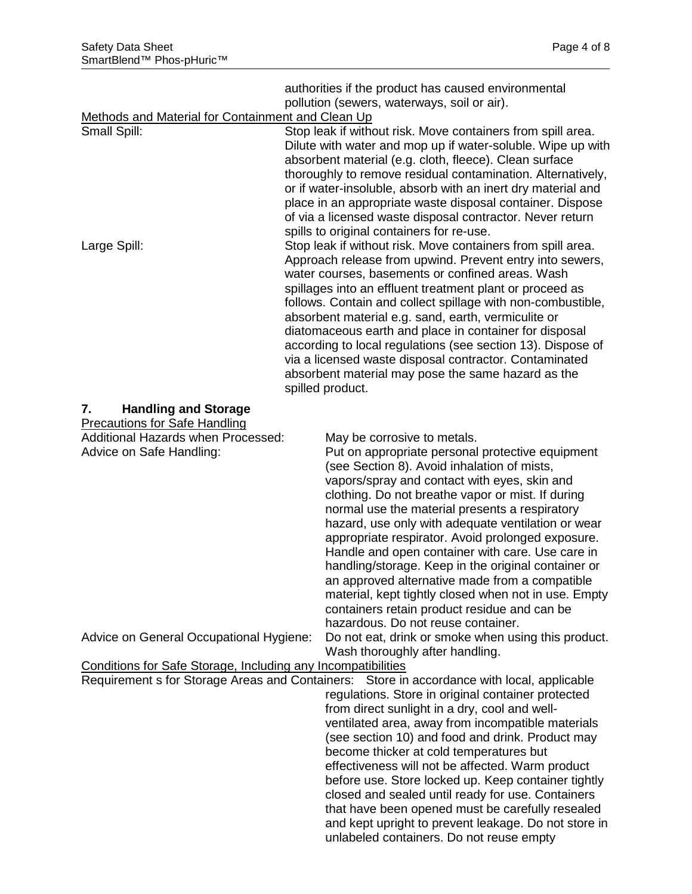authorities if the product has caused environmental pollution (sewers, waterways, soil or air).

Methods and Material for Containment and Clean Up

**Small Spill:** Stop leak if without risk. Move containers from spill area. Dilute with water and mop up if water-soluble. Wipe up with absorbent material (e.g. cloth, fleece). Clean surface thoroughly to remove residual contamination. Alternatively, or if water-insoluble, absorb with an inert dry material and place in an appropriate waste disposal container. Dispose of via a licensed waste disposal contractor. Never return spills to original containers for re-use.

**Large Spill:** Stop leak if without risk. Move containers from spill area. Approach release from upwind. Prevent entry into sewers, water courses, basements or confined areas. Wash spillages into an effluent treatment plant or proceed as follows. Contain and collect spillage with non-combustible, absorbent material e.g. sand, earth, vermiculite or diatomaceous earth and place in container for disposal according to local regulations (see section 13). Dispose of via a licensed waste disposal contractor. Contaminated absorbent material may pose the same hazard as the spilled product.

## 7. Handling and Storage

Precautions for Safe Handling

**Additional Hazards when Processed:** May be corrosive to metals.

**Advice on Safe Handling:** Put on appropriate personal protective equipment (see Section 8). Avoid inhalation of mists, vapors/spray and contact with eyes, skin and clothing. Do not breathe vapor or mist. If during normal use the material presents a respiratory hazard, use only with adequate ventilation or wear appropriate respirator. Avoid prolonged exposure. Handle and open container with care. Use care in handling/storage. Keep in the original container or an approved alternative made from a compatible material, kept tightly closed when not in use. Empty containers retain product residue and can be hazardous. Do not reuse container.

**Advice on General Occupational Hygiene:** Do not eat, drink or smoke when using this product. Wash thoroughly after handling.

Conditions for Safe Storage, Including any Incompatibilities

**Requirement s for Storage Areas and Containers:** Store in accordance with local, applicable regulations. Store in original container protected from direct sunlight in a dry, cool and well-ventilated area, away from incompatible materials (see section 10) and food and drink. Product may become thicker at cold temperatures but effectiveness will not be affected. Warm product before use. Store locked up. Keep container tightly closed and sealed until ready for use. Containers that have been opened must be carefully resealed and kept upright to prevent leakage. Do not store in unlabeled containers. Do not reuse empty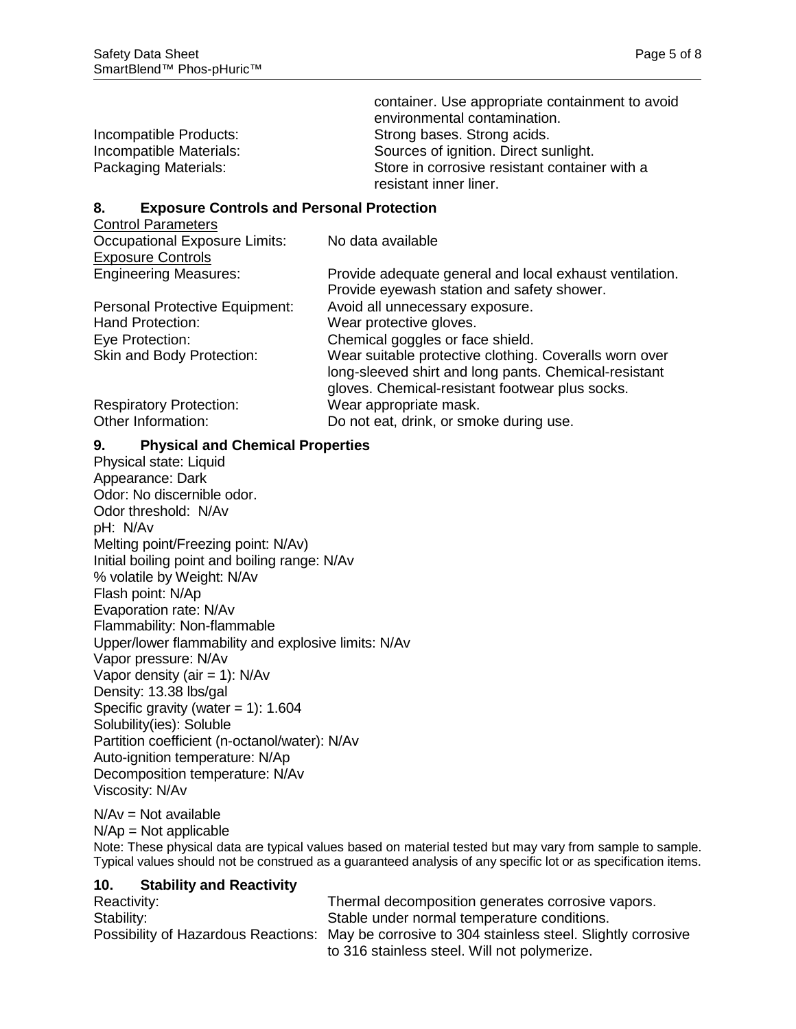container. Use appropriate containment to avoid environmental contamination.

| | |
|---|---|
| Incompatible Products: | Strong bases. Strong acids. |
| Incompatible Materials: | Sources of ignition. Direct sunlight. |
| Packaging Materials: | Store in corrosive resistant container with a resistant inner liner. |

## 8. Exposure Controls and Personal Protection

Control Parameters

| | |
|---|---|
| Occupational Exposure Limits: | No data available |

Exposure Controls

| | |
|---|---|
| Engineering Measures: | Provide adequate general and local exhaust ventilation. Provide eyewash station and safety shower. |
| Personal Protective Equipment: | Avoid all unnecessary exposure. |
| Hand Protection: | Wear protective gloves. |
| Eye Protection: | Chemical goggles or face shield. |
| Skin and Body Protection: | Wear suitable protective clothing. Coveralls worn over long-sleeved shirt and long pants. Chemical-resistant gloves. Chemical-resistant footwear plus socks. |
| Respiratory Protection: | Wear appropriate mask. |
| Other Information: | Do not eat, drink, or smoke during use. |

## 9. Physical and Chemical Properties

Physical state: Liquid
Appearance: Dark
Odor: No discernible odor.
Odor threshold: N/Av
pH: N/Av
Melting point/Freezing point: N/Av)
Initial boiling point and boiling range: N/Av
% volatile by Weight: N/Av
Flash point: N/Ap
Evaporation rate: N/Av
Flammability: Non-flammable
Upper/lower flammability and explosive limits: N/Av
Vapor pressure: N/Av
Vapor density (air = 1): N/Av
Density: 13.38 lbs/gal
Specific gravity (water = 1): 1.604
Solubility(ies): Soluble
Partition coefficient (n-octanol/water): N/Av
Auto-ignition temperature: N/Ap
Decomposition temperature: N/Av
Viscosity: N/Av

N/Av = Not available
N/Ap = Not applicable

Note: These physical data are typical values based on material tested but may vary from sample to sample. Typical values should not be construed as a guaranteed analysis of any specific lot or as specification items.

## 10. Stability and Reactivity

| | |
|---|---|
| Reactivity: | Thermal decomposition generates corrosive vapors. |
| Stability: | Stable under normal temperature conditions. |
| Possibility of Hazardous Reactions: | May be corrosive to 304 stainless steel. Slightly corrosive to 316 stainless steel. Will not polymerize. |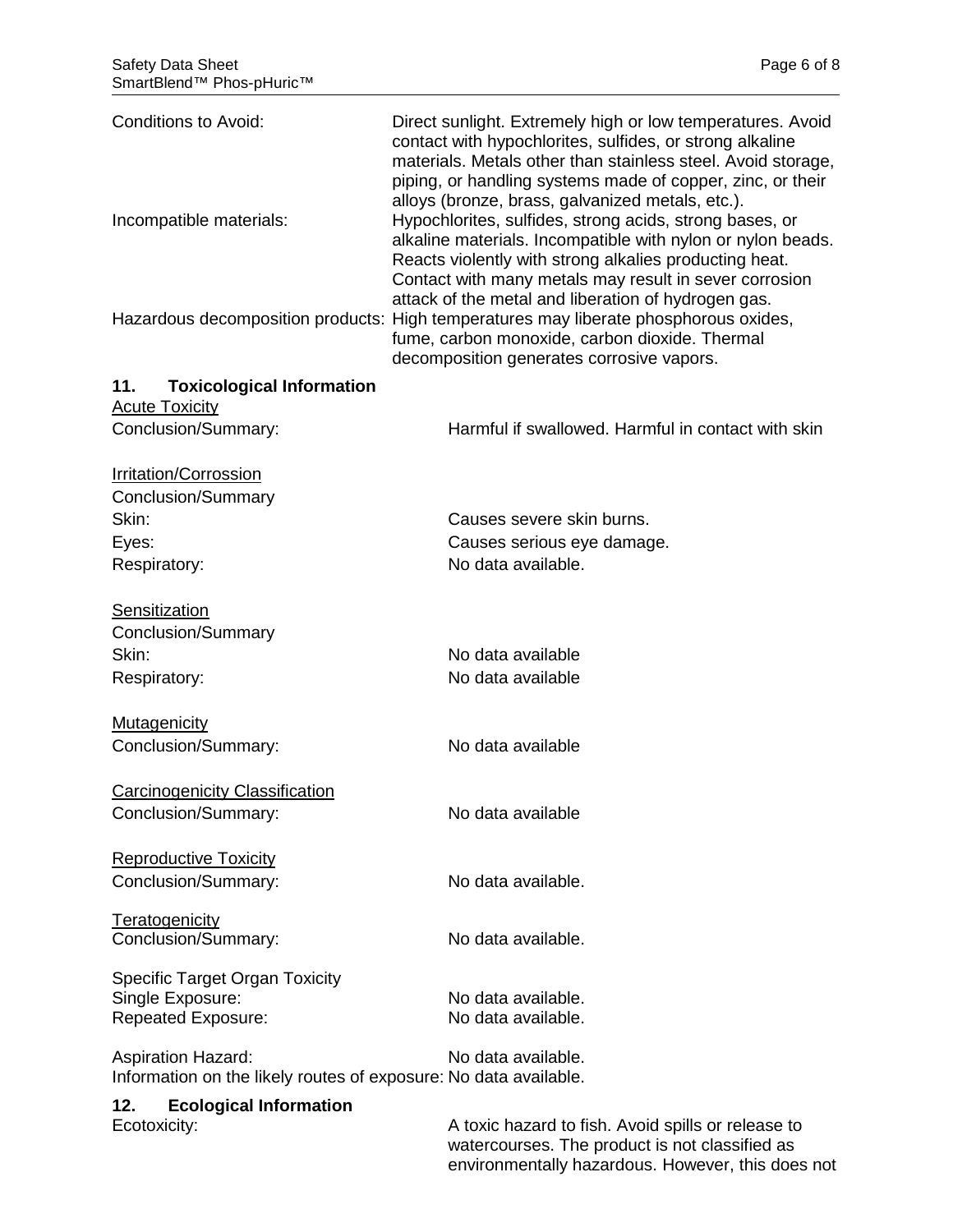| | |
|---|---|
| Conditions to Avoid: | Direct sunlight. Extremely high or low temperatures. Avoid contact with hypochlorites, sulfides, or strong alkaline materials. Metals other than stainless steel. Avoid storage, piping, or handling systems made of copper, zinc, or their alloys (bronze, brass, galvanized metals, etc.). |
| Incompatible materials: | Hypochlorites, sulfides, strong acids, strong bases, or alkaline materials. Incompatible with nylon or nylon beads. Reacts violently with strong alkalies producting heat. Contact with many metals may result in sever corrosion attack of the metal and liberation of hydrogen gas. |
| Hazardous decomposition products: | High temperatures may liberate phosphorous oxides, fume, carbon monoxide, carbon dioxide. Thermal decomposition generates corrosive vapors. |

## 11. Toxicological Information

Acute Toxicity

Conclusion/Summary: Harmful if swallowed. Harmful in contact with skin

Irritation/Corrossion

Conclusion/Summary

Skin: Causes severe skin burns.

Eyes: Causes serious eye damage.

Respiratory: No data available.

Sensitization

Conclusion/Summary

Skin: No data available

Respiratory: No data available

Mutagenicity

Conclusion/Summary: No data available

Carcinogenicity Classification

Conclusion/Summary: No data available

Reproductive Toxicity

Conclusion/Summary: No data available.

Teratogenicity

Conclusion/Summary: No data available.

Specific Target Organ Toxicity

Single Exposure: No data available.

Repeated Exposure: No data available.

Aspiration Hazard: No data available.

Information on the likely routes of exposure: No data available.

## 12. Ecological Information

Ecotoxicity: A toxic hazard to fish. Avoid spills or release to watercourses. The product is not classified as environmentally hazardous. However, this does not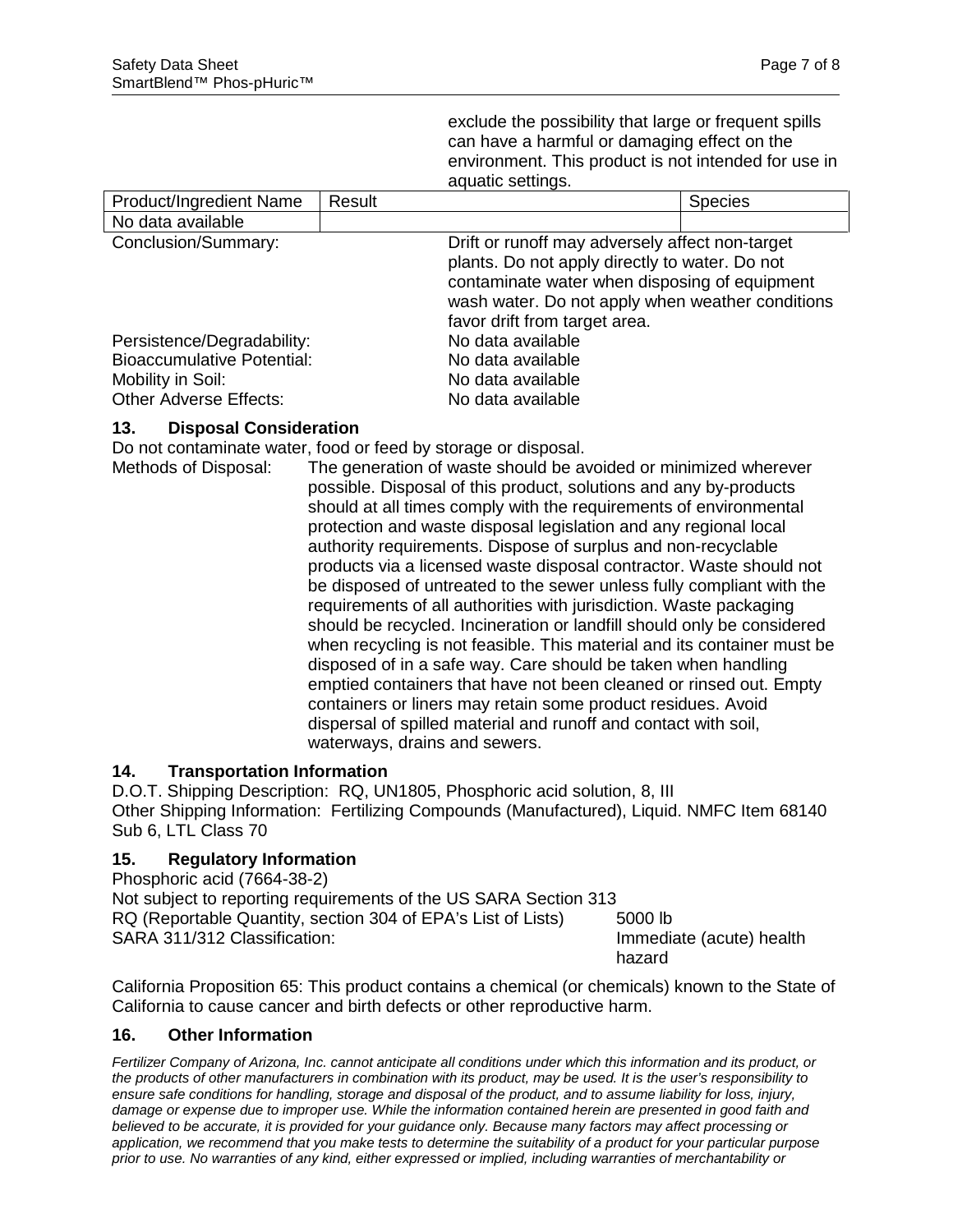exclude the possibility that large or frequent spills can have a harmful or damaging effect on the environment. This product is not intended for use in aquatic settings.

| Product/Ingredient Name | Result | Species |
| --- | --- | --- |
| No data available | | |

Conclusion/Summary: Drift or runoff may adversely affect non-target plants. Do not apply directly to water. Do not contaminate water when disposing of equipment wash water. Do not apply when weather conditions favor drift from target area.

Persistence/Degradability: No data available
Bioaccumulative Potential: No data available
Mobility in Soil: No data available
Other Adverse Effects: No data available

## 13. Disposal Consideration

Do not contaminate water, food or feed by storage or disposal.

Methods of Disposal: The generation of waste should be avoided or minimized wherever possible. Disposal of this product, solutions and any by-products should at all times comply with the requirements of environmental protection and waste disposal legislation and any regional local authority requirements. Dispose of surplus and non-recyclable products via a licensed waste disposal contractor. Waste should not be disposed of untreated to the sewer unless fully compliant with the requirements of all authorities with jurisdiction. Waste packaging should be recycled. Incineration or landfill should only be considered when recycling is not feasible. This material and its container must be disposed of in a safe way. Care should be taken when handling emptied containers that have not been cleaned or rinsed out. Empty containers or liners may retain some product residues. Avoid dispersal of spilled material and runoff and contact with soil, waterways, drains and sewers.

## 14. Transportation Information

D.O.T. Shipping Description: RQ, UN1805, Phosphoric acid solution, 8, III
Other Shipping Information: Fertilizing Compounds (Manufactured), Liquid. NMFC Item 68140 Sub 6, LTL Class 70

## 15. Regulatory Information

Phosphoric acid (7664-38-2)
Not subject to reporting requirements of the US SARA Section 313
RQ (Reportable Quantity, section 304 of EPA's List of Lists) 5000 lb
SARA 311/312 Classification: Immediate (acute) health hazard

California Proposition 65: This product contains a chemical (or chemicals) known to the State of California to cause cancer and birth defects or other reproductive harm.

## 16. Other Information

*Fertilizer Company of Arizona, Inc. cannot anticipate all conditions under which this information and its product, or the products of other manufacturers in combination with its product, may be used. It is the user's responsibility to ensure safe conditions for handling, storage and disposal of the product, and to assume liability for loss, injury, damage or expense due to improper use. While the information contained herein are presented in good faith and believed to be accurate, it is provided for your guidance only. Because many factors may affect processing or application, we recommend that you make tests to determine the suitability of a product for your particular purpose prior to use. No warranties of any kind, either expressed or implied, including warranties of merchantability or*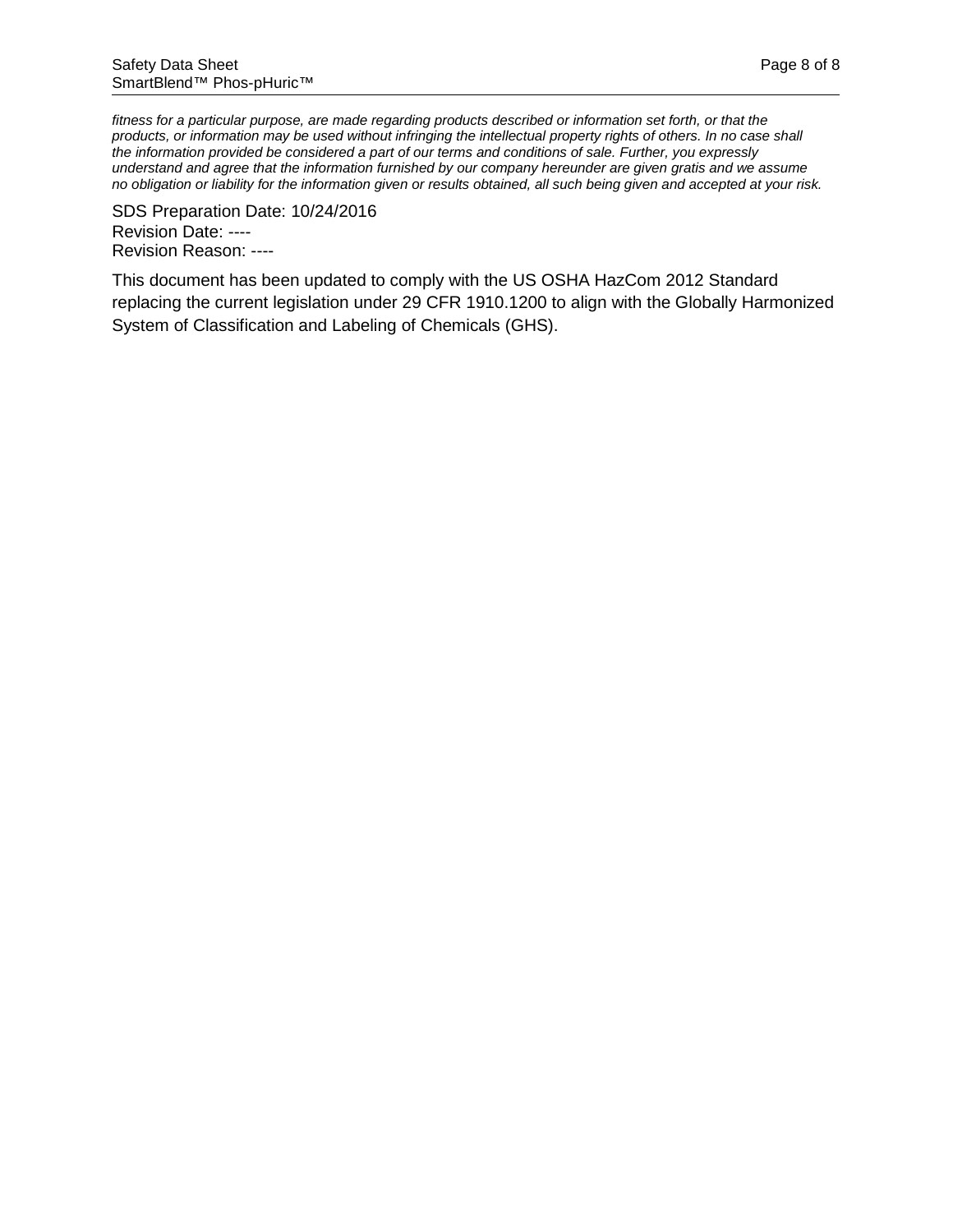*fitness for a particular purpose, are made regarding products described or information set forth, or that the products, or information may be used without infringing the intellectual property rights of others. In no case shall the information provided be considered a part of our terms and conditions of sale. Further, you expressly understand and agree that the information furnished by our company hereunder are given gratis and we assume no obligation or liability for the information given or results obtained, all such being given and accepted at your risk.*

SDS Preparation Date: 10/24/2016
Revision Date: ----
Revision Reason: ----

This document has been updated to comply with the US OSHA HazCom 2012 Standard replacing the current legislation under 29 CFR 1910.1200 to align with the Globally Harmonized System of Classification and Labeling of Chemicals (GHS).